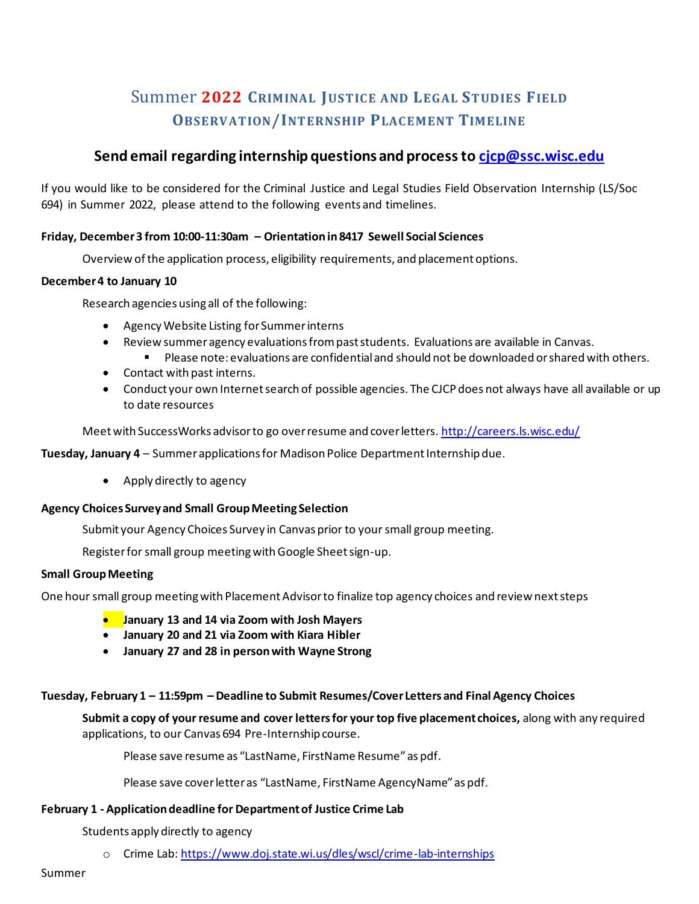# Summer 2022 Criminal Justice and Legal Studies Field Observation/Internship Placement Timeline

## Send email regarding internship questions and process to [cjcp@ssc.wisc.edu](mailto:cjcp@ssc.wisc.edu)

If you would like to be considered for the Criminal Justice and Legal Studies Field Observation Internship (LS/Soc 694) in Summer 2022, please attend to the following events and timelines.

**Friday, December 3 from 10:00-11:30am – Orientation in 8417 Sewell Social Sciences**

Overview of the application process, eligibility requirements, and placement options.

**December 4 to January 10**

Research agencies using all of the following:

- Agency Website Listing for Summer interns
- Review summer agency evaluations from past students. Evaluations are available in Canvas.
  - Please note: evaluations are confidential and should not be downloaded or shared with others.
- Contact with past interns.
- Conduct your own Internet search of possible agencies. The CJCP does not always have all available or up to date resources

Meet with SuccessWorks advisor to go over resume and cover letters. [http://careers.ls.wisc.edu/](http://careers.ls.wisc.edu/)

**Tuesday, January 4** – Summer applications for Madison Police Department Internship due.

- Apply directly to agency

**Agency Choices Survey and Small Group Meeting Selection**

Submit your Agency Choices Survey in Canvas prior to your small group meeting.

Register for small group meeting with Google Sheet sign-up.

**Small Group Meeting**

One hour small group meeting with Placement Advisor to finalize top agency choices and review next steps

- **January 13 and 14 via Zoom with Josh Mayers**
- **January 20 and 21 via Zoom with Kiara Hibler**
- **January 27 and 28 in person with Wayne Strong**

**Tuesday, February 1 – 11:59pm – Deadline to Submit Resumes/Cover Letters and Final Agency Choices**

**Submit a copy of your resume and cover letters for your top five placement choices,** along with any required applications, to our Canvas 694 Pre-Internship course.

Please save resume as "LastName, FirstName Resume" as pdf.

Please save cover letter as "LastName, FirstName AgencyName" as pdf.

**February 1 - Application deadline for Department of Justice Crime Lab**

Students apply directly to agency

- Crime Lab: [https://www.doj.state.wi.us/dles/wscl/crime-lab-internships](https://www.doj.state.wi.us/dles/wscl/crime-lab-internships)

Summer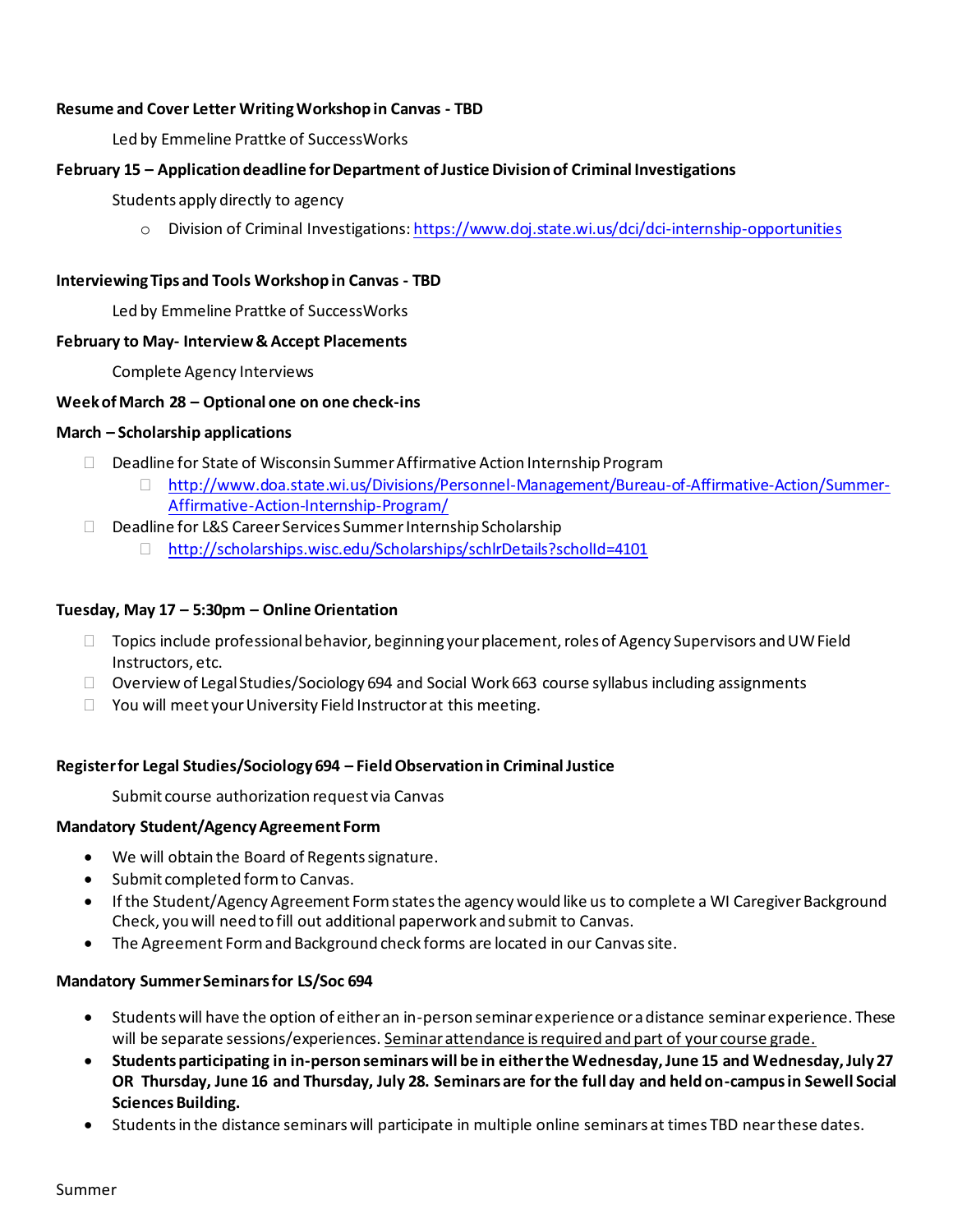**Resume and Cover Letter Writing Workshop in Canvas - TBD**

Led by Emmeline Prattke of SuccessWorks

**February 15 – Application deadline for Department of Justice Division of Criminal Investigations**

Students apply directly to agency

- Division of Criminal Investigations: https://www.doj.state.wi.us/dci/dci-internship-opportunities

**Interviewing Tips and Tools Workshop in Canvas - TBD**

Led by Emmeline Prattke of SuccessWorks

**February to May- Interview & Accept Placements**

Complete Agency Interviews

**Week of March 28 – Optional one on one check-ins**

**March – Scholarship applications**

- Deadline for State of Wisconsin Summer Affirmative Action Internship Program
  - http://www.doa.state.wi.us/Divisions/Personnel-Management/Bureau-of-Affirmative-Action/Summer-Affirmative-Action-Internship-Program/
- Deadline for L&S Career Services Summer Internship Scholarship
  - http://scholarships.wisc.edu/Scholarships/schlrDetails?scholId=4101

**Tuesday, May 17 – 5:30pm – Online Orientation**

- Topics include professional behavior, beginning your placement, roles of Agency Supervisors and UW Field Instructors, etc.
- Overview of Legal Studies/Sociology 694 and Social Work 663 course syllabus including assignments
- You will meet your University Field Instructor at this meeting.

**Register for Legal Studies/Sociology 694 – Field Observation in Criminal Justice**

Submit course authorization request via Canvas

**Mandatory Student/Agency Agreement Form**

- We will obtain the Board of Regents signature.
- Submit completed form to Canvas.
- If the Student/Agency Agreement Form states the agency would like us to complete a WI Caregiver Background Check, you will need to fill out additional paperwork and submit to Canvas.
- The Agreement Form and Background check forms are located in our Canvas site.

**Mandatory Summer Seminars for LS/Soc 694**

- Students will have the option of either an in-person seminar experience or a distance seminar experience. These will be separate sessions/experiences. Seminar attendance is required and part of your course grade.
- **Students participating in in-person seminars will be in either the Wednesday, June 15 and Wednesday, July 27 OR Thursday, June 16 and Thursday, July 28. Seminars are for the full day and held on-campus in Sewell Social Sciences Building.**
- Students in the distance seminars will participate in multiple online seminars at times TBD near these dates.

Summer